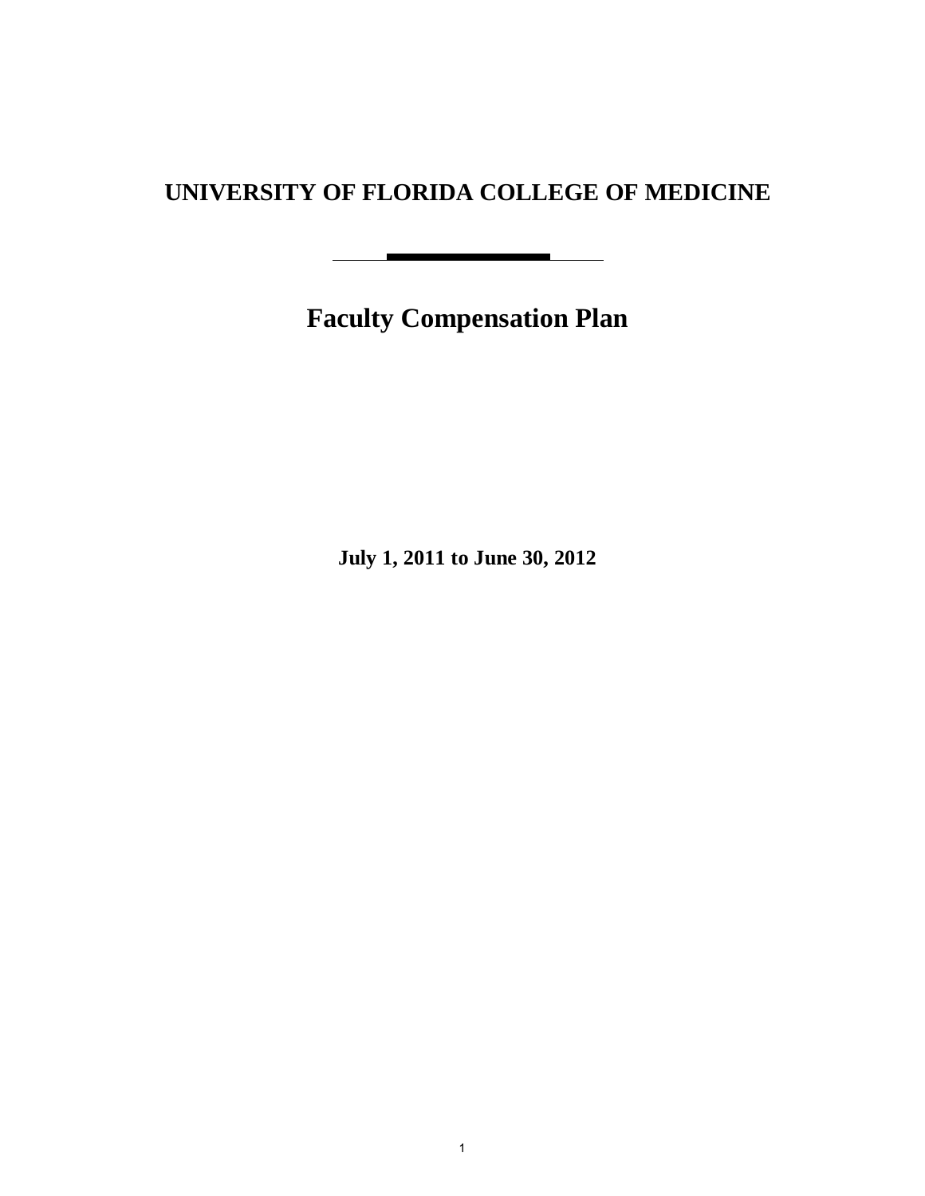# UNIVERSITY OF FLORIDA COLLEGE OF MEDICINE

## Faculty Compensation Plan

**July 1, 2011 to June 30, 2012**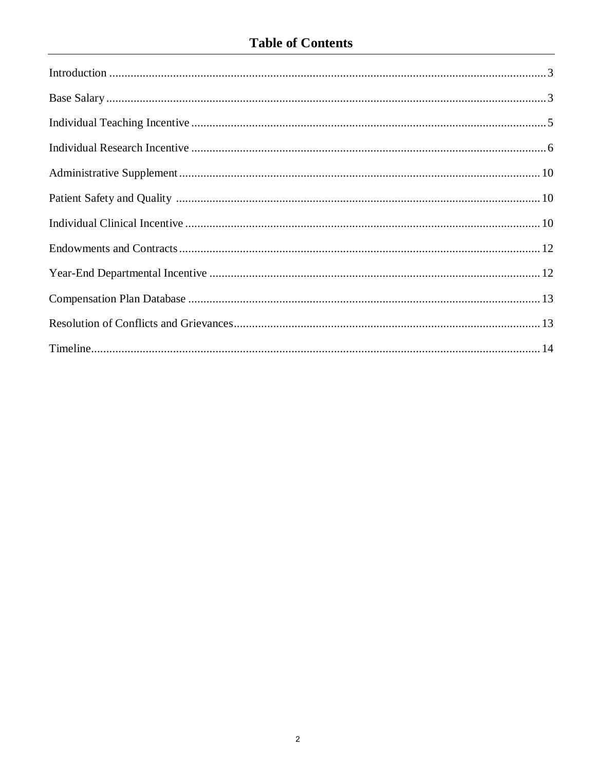# Table of Contents

Introduction ........................................................................................................................................ 3

Base Salary ......................................................................................................................................... 3

Individual Teaching Incentive ............................................................................................................ 5

Individual Research Incentive ............................................................................................................ 6

Administrative Supplement ............................................................................................................... 10

Patient Safety and Quality ................................................................................................................ 10

Individual Clinical Incentive ............................................................................................................. 10

Endowments and Contracts ............................................................................................................... 12

Year-End Departmental Incentive ..................................................................................................... 12

Compensation Plan Database ............................................................................................................ 13

Resolution of Conflicts and Grievances ............................................................................................. 13

Timeline ............................................................................................................................................ 14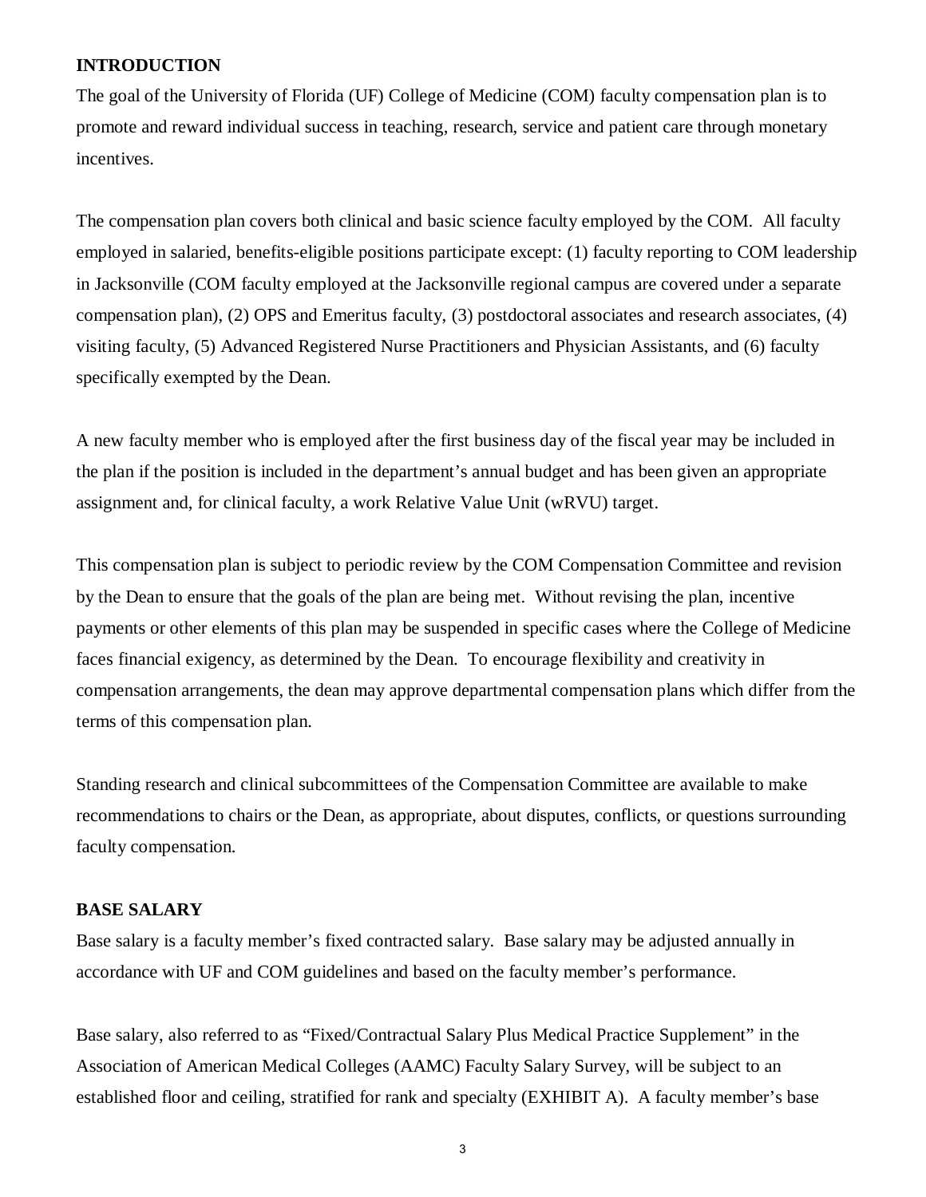## INTRODUCTION

The goal of the University of Florida (UF) College of Medicine (COM) faculty compensation plan is to promote and reward individual success in teaching, research, service and patient care through monetary incentives.

The compensation plan covers both clinical and basic science faculty employed by the COM. All faculty employed in salaried, benefits-eligible positions participate except: (1) faculty reporting to COM leadership in Jacksonville (COM faculty employed at the Jacksonville regional campus are covered under a separate compensation plan), (2) OPS and Emeritus faculty, (3) postdoctoral associates and research associates, (4) visiting faculty, (5) Advanced Registered Nurse Practitioners and Physician Assistants, and (6) faculty specifically exempted by the Dean.

A new faculty member who is employed after the first business day of the fiscal year may be included in the plan if the position is included in the department's annual budget and has been given an appropriate assignment and, for clinical faculty, a work Relative Value Unit (wRVU) target.

This compensation plan is subject to periodic review by the COM Compensation Committee and revision by the Dean to ensure that the goals of the plan are being met. Without revising the plan, incentive payments or other elements of this plan may be suspended in specific cases where the College of Medicine faces financial exigency, as determined by the Dean. To encourage flexibility and creativity in compensation arrangements, the dean may approve departmental compensation plans which differ from the terms of this compensation plan.

Standing research and clinical subcommittees of the Compensation Committee are available to make recommendations to chairs or the Dean, as appropriate, about disputes, conflicts, or questions surrounding faculty compensation.

## BASE SALARY

Base salary is a faculty member's fixed contracted salary. Base salary may be adjusted annually in accordance with UF and COM guidelines and based on the faculty member's performance.

Base salary, also referred to as "Fixed/Contractual Salary Plus Medical Practice Supplement" in the Association of American Medical Colleges (AAMC) Faculty Salary Survey, will be subject to an established floor and ceiling, stratified for rank and specialty (EXHIBIT A). A faculty member's base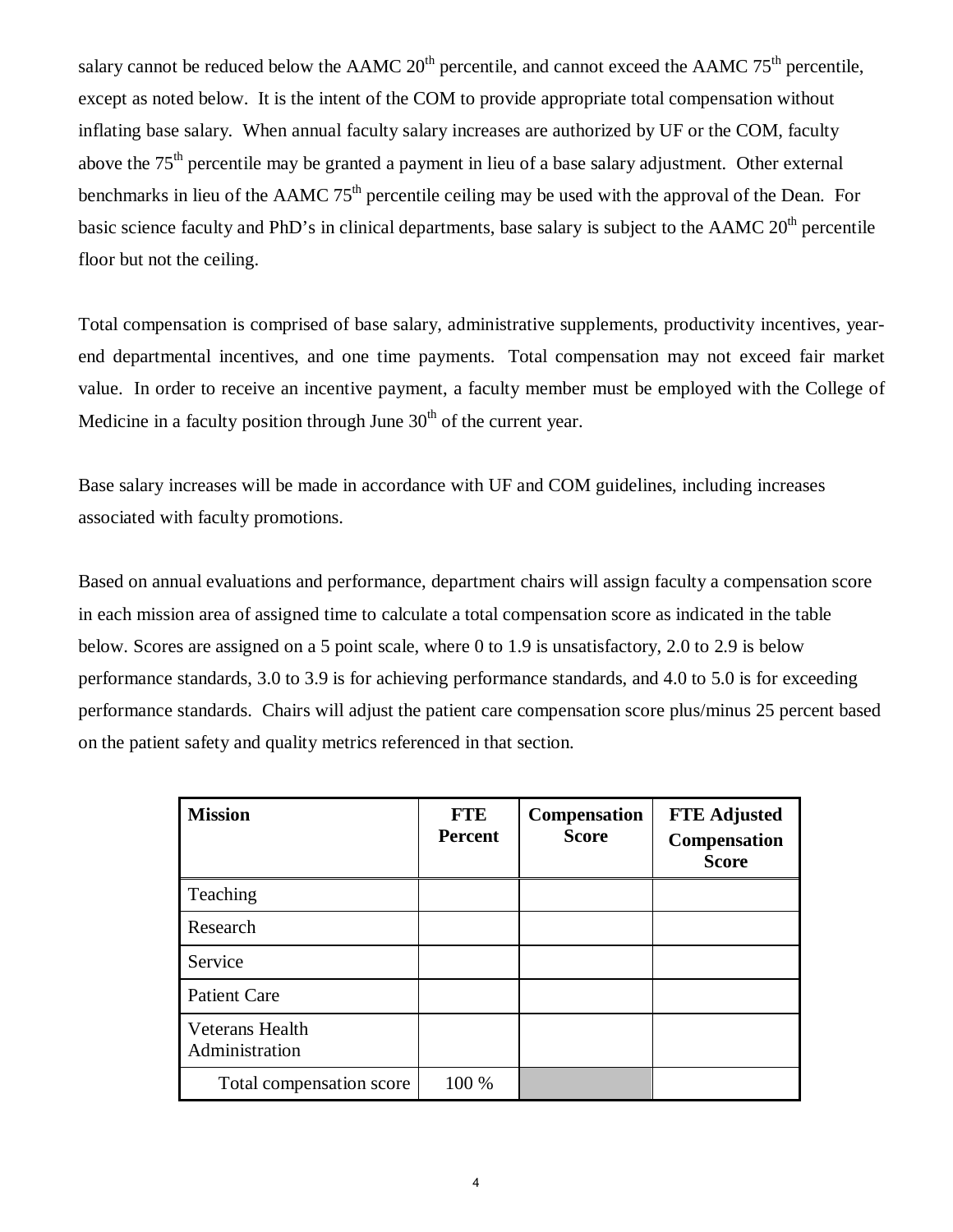salary cannot be reduced below the AAMC 20th percentile, and cannot exceed the AAMC 75th percentile, except as noted below. It is the intent of the COM to provide appropriate total compensation without inflating base salary. When annual faculty salary increases are authorized by UF or the COM, faculty above the 75th percentile may be granted a payment in lieu of a base salary adjustment. Other external benchmarks in lieu of the AAMC 75th percentile ceiling may be used with the approval of the Dean. For basic science faculty and PhD's in clinical departments, base salary is subject to the AAMC 20th percentile floor but not the ceiling.

Total compensation is comprised of base salary, administrative supplements, productivity incentives, year-end departmental incentives, and one time payments. Total compensation may not exceed fair market value. In order to receive an incentive payment, a faculty member must be employed with the College of Medicine in a faculty position through June 30th of the current year.

Base salary increases will be made in accordance with UF and COM guidelines, including increases associated with faculty promotions.

Based on annual evaluations and performance, department chairs will assign faculty a compensation score in each mission area of assigned time to calculate a total compensation score as indicated in the table below. Scores are assigned on a 5 point scale, where 0 to 1.9 is unsatisfactory, 2.0 to 2.9 is below performance standards, 3.0 to 3.9 is for achieving performance standards, and 4.0 to 5.0 is for exceeding performance standards. Chairs will adjust the patient care compensation score plus/minus 25 percent based on the patient safety and quality metrics referenced in that section.

| **Mission** | **FTE Percent** | **Compensation Score** | **FTE Adjusted Compensation Score** |
|---|---|---|---|
| Teaching | | | |
| Research | | | |
| Service | | | |
| Patient Care | | | |
| Veterans Health Administration | | | |
| Total compensation score | 100 % | | |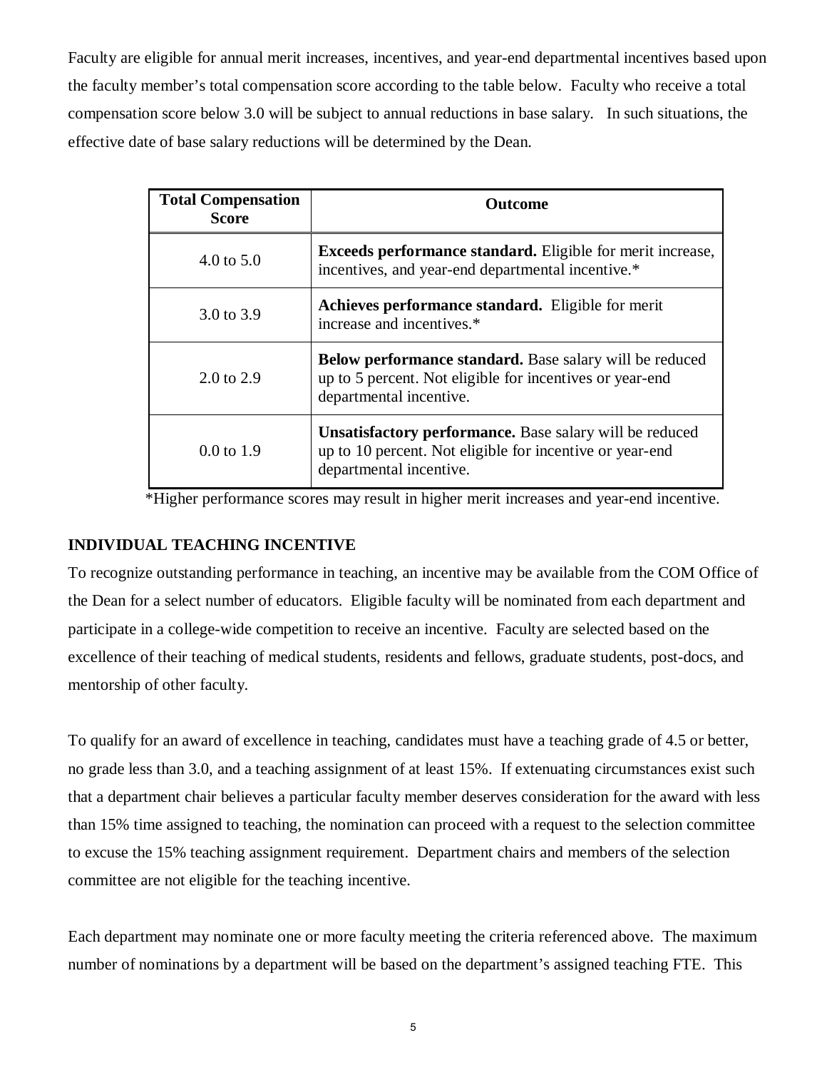Faculty are eligible for annual merit increases, incentives, and year-end departmental incentives based upon the faculty member's total compensation score according to the table below. Faculty who receive a total compensation score below 3.0 will be subject to annual reductions in base salary. In such situations, the effective date of base salary reductions will be determined by the Dean.

| Total Compensation Score | Outcome |
|---|---|
| 4.0 to 5.0 | **Exceeds performance standard.** Eligible for merit increase, incentives, and year-end departmental incentive.* |
| 3.0 to 3.9 | **Achieves performance standard.** Eligible for merit increase and incentives.* |
| 2.0 to 2.9 | **Below performance standard.** Base salary will be reduced up to 5 percent. Not eligible for incentives or year-end departmental incentive. |
| 0.0 to 1.9 | **Unsatisfactory performance.** Base salary will be reduced up to 10 percent. Not eligible for incentive or year-end departmental incentive. |

*Higher performance scores may result in higher merit increases and year-end incentive.

**INDIVIDUAL TEACHING INCENTIVE**

To recognize outstanding performance in teaching, an incentive may be available from the COM Office of the Dean for a select number of educators. Eligible faculty will be nominated from each department and participate in a college-wide competition to receive an incentive. Faculty are selected based on the excellence of their teaching of medical students, residents and fellows, graduate students, post-docs, and mentorship of other faculty.

To qualify for an award of excellence in teaching, candidates must have a teaching grade of 4.5 or better, no grade less than 3.0, and a teaching assignment of at least 15%. If extenuating circumstances exist such that a department chair believes a particular faculty member deserves consideration for the award with less than 15% time assigned to teaching, the nomination can proceed with a request to the selection committee to excuse the 15% teaching assignment requirement. Department chairs and members of the selection committee are not eligible for the teaching incentive.

Each department may nominate one or more faculty meeting the criteria referenced above. The maximum number of nominations by a department will be based on the department's assigned teaching FTE. This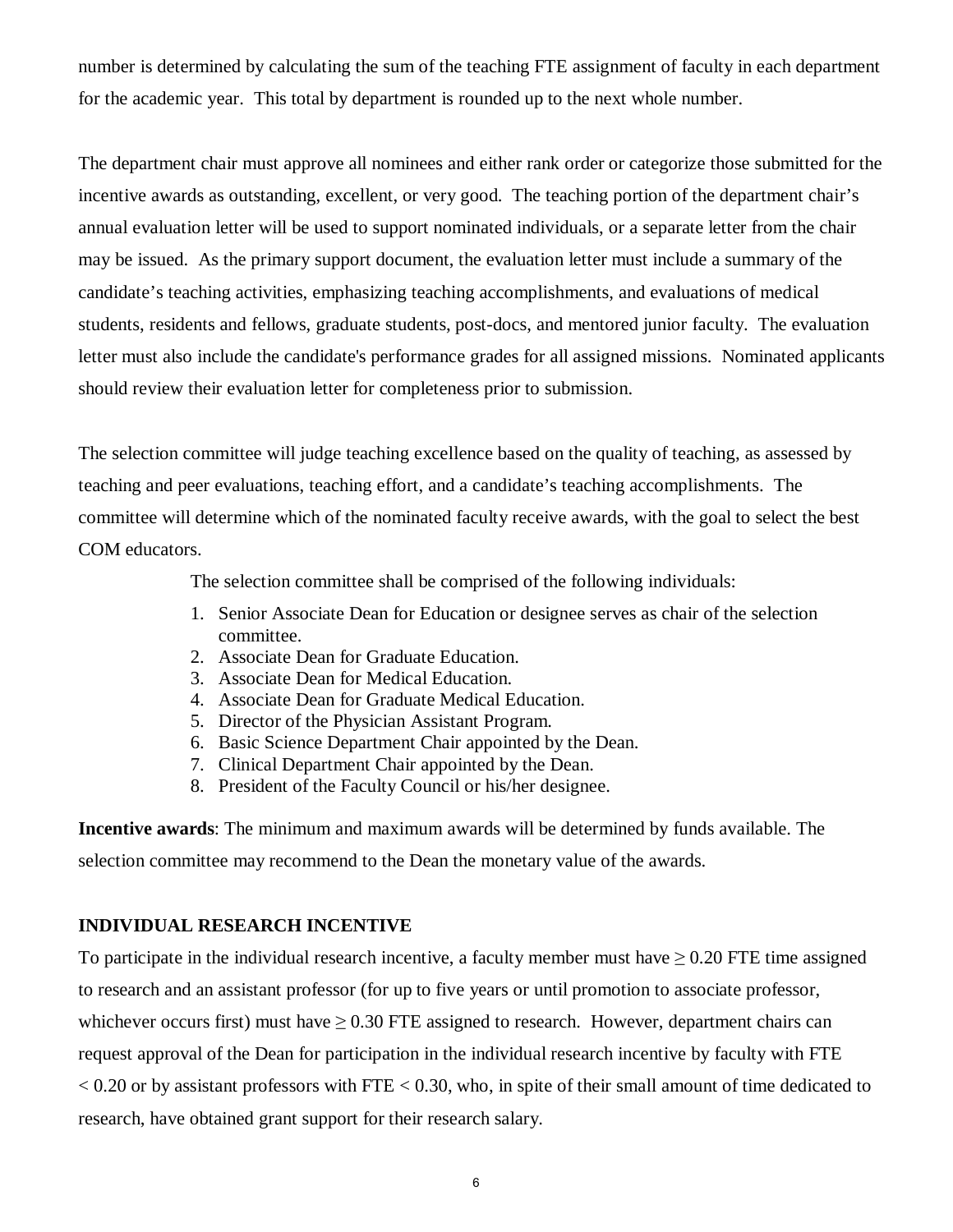number is determined by calculating the sum of the teaching FTE assignment of faculty in each department for the academic year. This total by department is rounded up to the next whole number.

The department chair must approve all nominees and either rank order or categorize those submitted for the incentive awards as outstanding, excellent, or very good. The teaching portion of the department chair's annual evaluation letter will be used to support nominated individuals, or a separate letter from the chair may be issued. As the primary support document, the evaluation letter must include a summary of the candidate's teaching activities, emphasizing teaching accomplishments, and evaluations of medical students, residents and fellows, graduate students, post-docs, and mentored junior faculty. The evaluation letter must also include the candidate's performance grades for all assigned missions. Nominated applicants should review their evaluation letter for completeness prior to submission.

The selection committee will judge teaching excellence based on the quality of teaching, as assessed by teaching and peer evaluations, teaching effort, and a candidate's teaching accomplishments. The committee will determine which of the nominated faculty receive awards, with the goal to select the best COM educators.

The selection committee shall be comprised of the following individuals:

1. Senior Associate Dean for Education or designee serves as chair of the selection committee.
2. Associate Dean for Graduate Education.
3. Associate Dean for Medical Education.
4. Associate Dean for Graduate Medical Education.
5. Director of the Physician Assistant Program.
6. Basic Science Department Chair appointed by the Dean.
7. Clinical Department Chair appointed by the Dean.
8. President of the Faculty Council or his/her designee.

**Incentive awards**: The minimum and maximum awards will be determined by funds available. The selection committee may recommend to the Dean the monetary value of the awards.

### INDIVIDUAL RESEARCH INCENTIVE

To participate in the individual research incentive, a faculty member must have $\geq 0.20$ FTE time assigned to research and an assistant professor (for up to five years or until promotion to associate professor, whichever occurs first) must have $\geq 0.30$ FTE assigned to research. However, department chairs can request approval of the Dean for participation in the individual research incentive by faculty with FTE $< 0.20$ or by assistant professors with FTE $< 0.30$, who, in spite of their small amount of time dedicated to research, have obtained grant support for their research salary.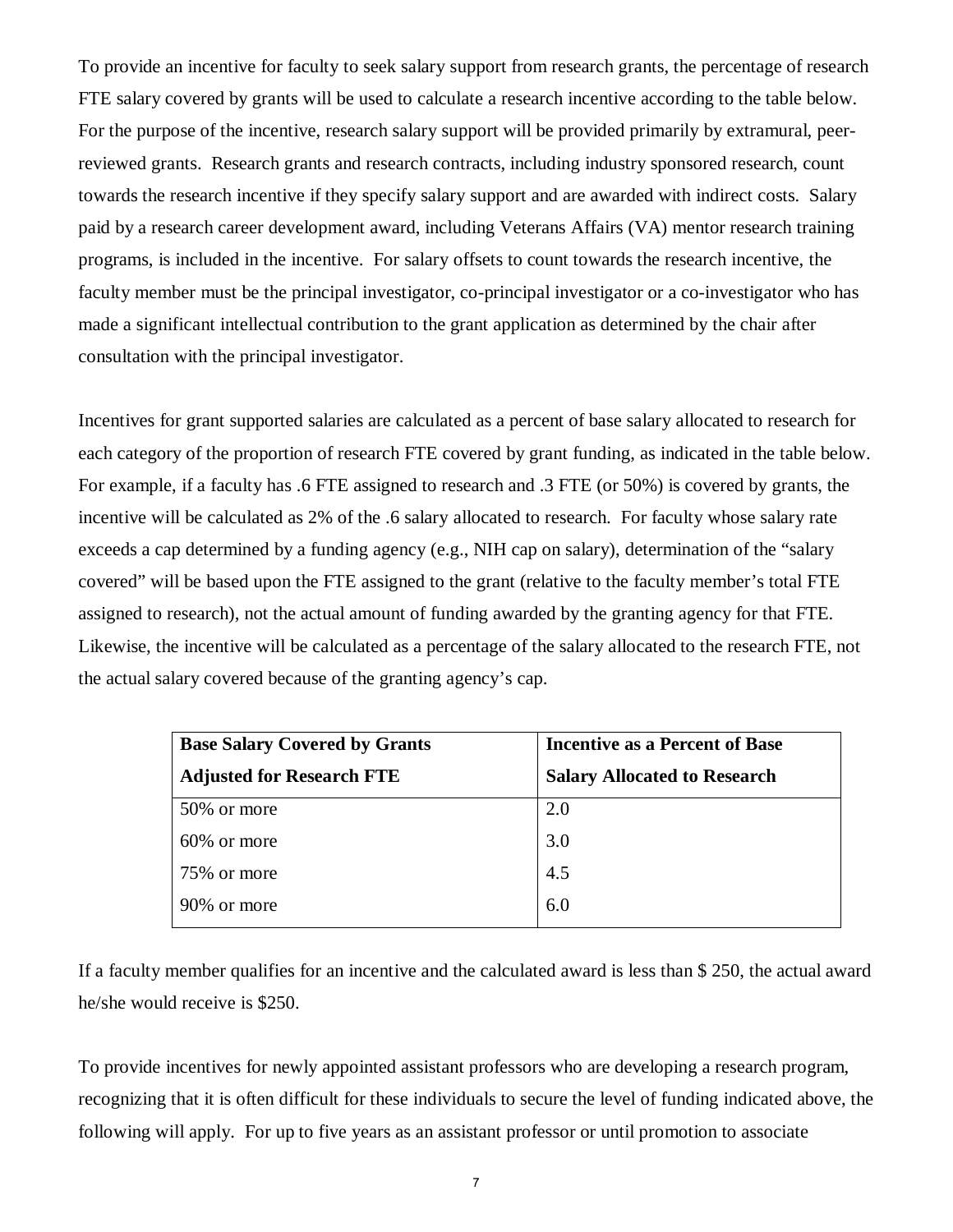To provide an incentive for faculty to seek salary support from research grants, the percentage of research FTE salary covered by grants will be used to calculate a research incentive according to the table below. For the purpose of the incentive, research salary support will be provided primarily by extramural, peer-reviewed grants. Research grants and research contracts, including industry sponsored research, count towards the research incentive if they specify salary support and are awarded with indirect costs. Salary paid by a research career development award, including Veterans Affairs (VA) mentor research training programs, is included in the incentive. For salary offsets to count towards the research incentive, the faculty member must be the principal investigator, co-principal investigator or a co-investigator who has made a significant intellectual contribution to the grant application as determined by the chair after consultation with the principal investigator.

Incentives for grant supported salaries are calculated as a percent of base salary allocated to research for each category of the proportion of research FTE covered by grant funding, as indicated in the table below. For example, if a faculty has .6 FTE assigned to research and .3 FTE (or 50%) is covered by grants, the incentive will be calculated as 2% of the .6 salary allocated to research. For faculty whose salary rate exceeds a cap determined by a funding agency (e.g., NIH cap on salary), determination of the "salary covered" will be based upon the FTE assigned to the grant (relative to the faculty member's total FTE assigned to research), not the actual amount of funding awarded by the granting agency for that FTE. Likewise, the incentive will be calculated as a percentage of the salary allocated to the research FTE, not the actual salary covered because of the granting agency's cap.

| **Base Salary Covered by Grants Adjusted for Research FTE** | **Incentive as a Percent of Base Salary Allocated to Research** |
|---|---|
| 50% or more | 2.0 |
| 60% or more | 3.0 |
| 75% or more | 4.5 |
| 90% or more | 6.0 |

If a faculty member qualifies for an incentive and the calculated award is less than $ 250, the actual award he/she would receive is $250.

To provide incentives for newly appointed assistant professors who are developing a research program, recognizing that it is often difficult for these individuals to secure the level of funding indicated above, the following will apply. For up to five years as an assistant professor or until promotion to associate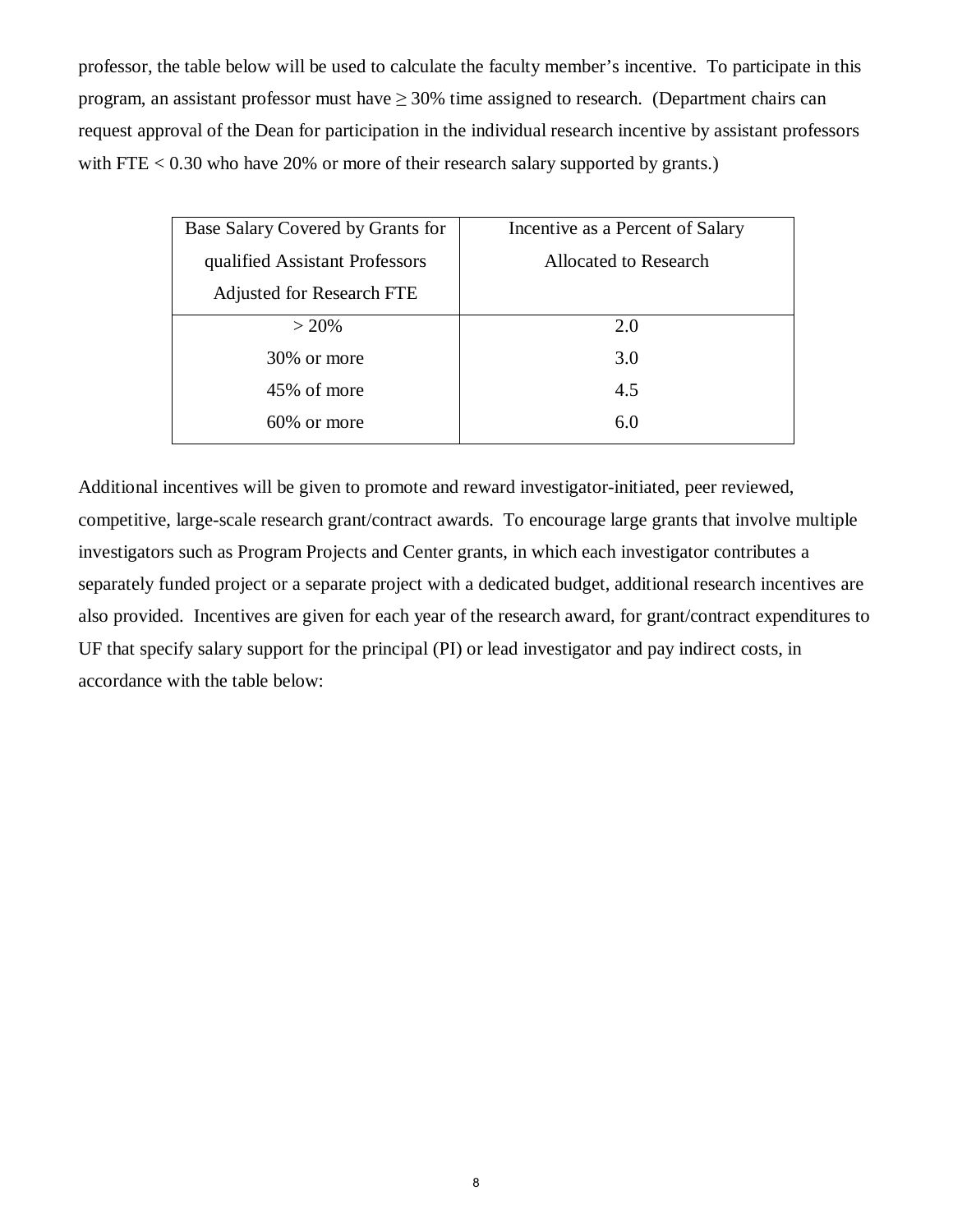professor, the table below will be used to calculate the faculty member's incentive. To participate in this program, an assistant professor must have ≥ 30% time assigned to research. (Department chairs can request approval of the Dean for participation in the individual research incentive by assistant professors with FTE < 0.30 who have 20% or more of their research salary supported by grants.)

| Base Salary Covered by Grants for qualified Assistant Professors Adjusted for Research FTE | Incentive as a Percent of Salary Allocated to Research |
|---|---|
| > 20% | 2.0 |
| 30% or more | 3.0 |
| 45% of more | 4.5 |
| 60% or more | 6.0 |

Additional incentives will be given to promote and reward investigator-initiated, peer reviewed, competitive, large-scale research grant/contract awards. To encourage large grants that involve multiple investigators such as Program Projects and Center grants, in which each investigator contributes a separately funded project or a separate project with a dedicated budget, additional research incentives are also provided. Incentives are given for each year of the research award, for grant/contract expenditures to UF that specify salary support for the principal (PI) or lead investigator and pay indirect costs, in accordance with the table below: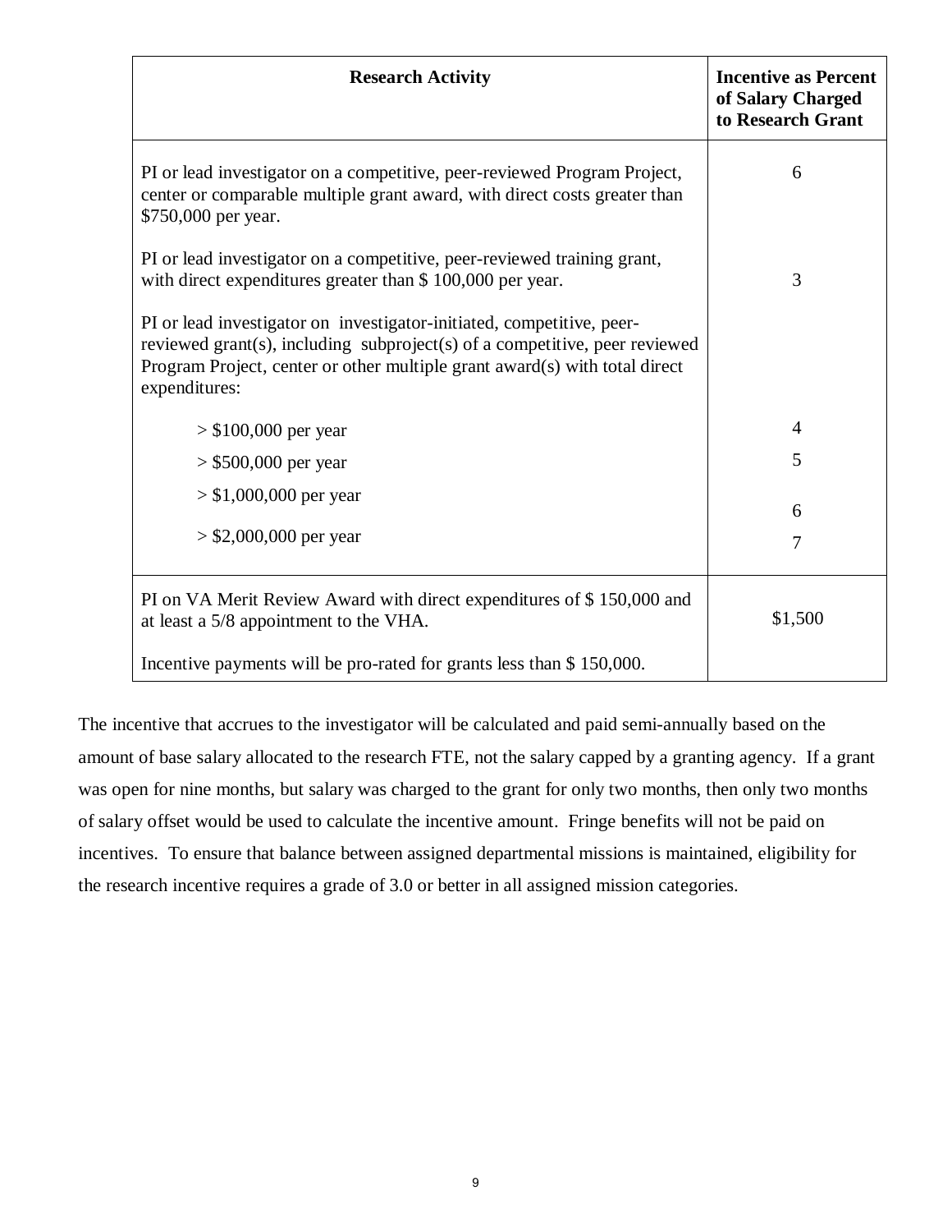| Research Activity | Incentive as Percent of Salary Charged to Research Grant |
| --- | --- |
| PI or lead investigator on a competitive, peer-reviewed Program Project, center or comparable multiple grant award, with direct costs greater than $750,000 per year. | 6 |
| PI or lead investigator on a competitive, peer-reviewed training grant, with direct expenditures greater than $ 100,000 per year. | 3 |
| PI or lead investigator on investigator-initiated, competitive, peer-reviewed grant(s), including subproject(s) of a competitive, peer reviewed Program Project, center or other multiple grant award(s) with total direct expenditures: | |
| > $100,000 per year | 4 |
| > $500,000 per year | 5 |
| > $1,000,000 per year | 6 |
| > $2,000,000 per year | 7 |
| PI on VA Merit Review Award with direct expenditures of $ 150,000 and at least a 5/8 appointment to the VHA.<br><br>Incentive payments will be pro-rated for grants less than $ 150,000. | $1,500 |

The incentive that accrues to the investigator will be calculated and paid semi-annually based on the amount of base salary allocated to the research FTE, not the salary capped by a granting agency. If a grant was open for nine months, but salary was charged to the grant for only two months, then only two months of salary offset would be used to calculate the incentive amount. Fringe benefits will not be paid on incentives. To ensure that balance between assigned departmental missions is maintained, eligibility for the research incentive requires a grade of 3.0 or better in all assigned mission categories.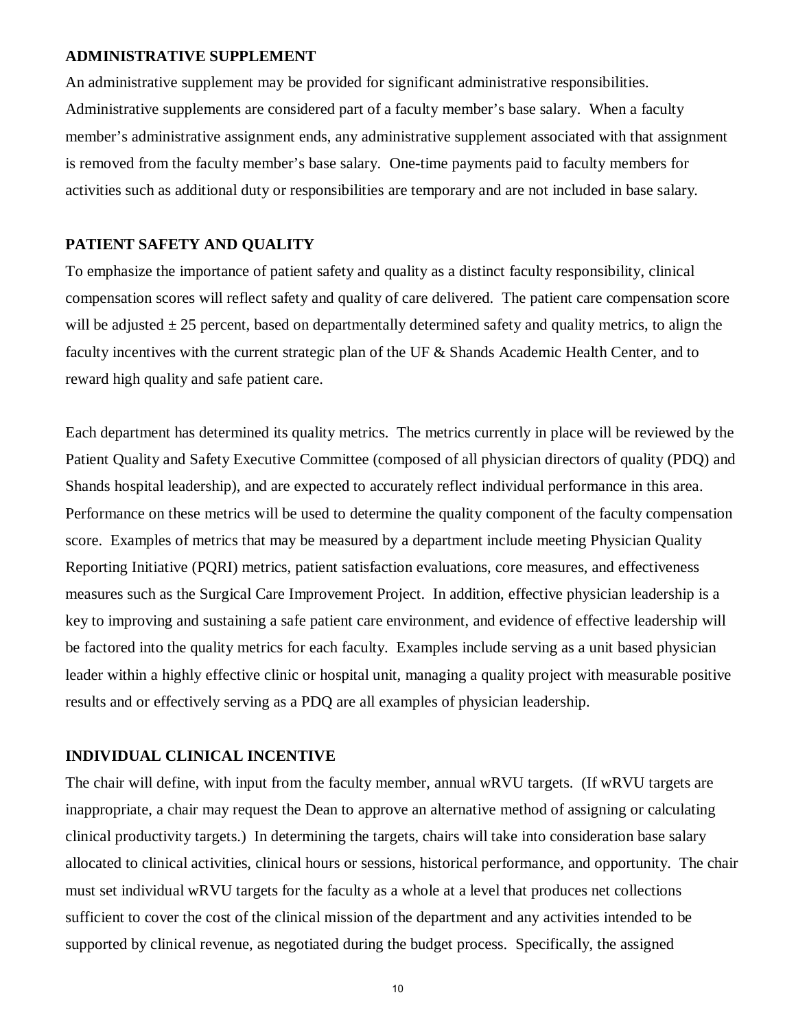## ADMINISTRATIVE SUPPLEMENT

An administrative supplement may be provided for significant administrative responsibilities. Administrative supplements are considered part of a faculty member's base salary. When a faculty member's administrative assignment ends, any administrative supplement associated with that assignment is removed from the faculty member's base salary. One-time payments paid to faculty members for activities such as additional duty or responsibilities are temporary and are not included in base salary.

## PATIENT SAFETY AND QUALITY

To emphasize the importance of patient safety and quality as a distinct faculty responsibility, clinical compensation scores will reflect safety and quality of care delivered. The patient care compensation score will be adjusted ± 25 percent, based on departmentally determined safety and quality metrics, to align the faculty incentives with the current strategic plan of the UF & Shands Academic Health Center, and to reward high quality and safe patient care.

Each department has determined its quality metrics. The metrics currently in place will be reviewed by the Patient Quality and Safety Executive Committee (composed of all physician directors of quality (PDQ) and Shands hospital leadership), and are expected to accurately reflect individual performance in this area. Performance on these metrics will be used to determine the quality component of the faculty compensation score. Examples of metrics that may be measured by a department include meeting Physician Quality Reporting Initiative (PQRI) metrics, patient satisfaction evaluations, core measures, and effectiveness measures such as the Surgical Care Improvement Project. In addition, effective physician leadership is a key to improving and sustaining a safe patient care environment, and evidence of effective leadership will be factored into the quality metrics for each faculty. Examples include serving as a unit based physician leader within a highly effective clinic or hospital unit, managing a quality project with measurable positive results and or effectively serving as a PDQ are all examples of physician leadership.

## INDIVIDUAL CLINICAL INCENTIVE

The chair will define, with input from the faculty member, annual wRVU targets. (If wRVU targets are inappropriate, a chair may request the Dean to approve an alternative method of assigning or calculating clinical productivity targets.) In determining the targets, chairs will take into consideration base salary allocated to clinical activities, clinical hours or sessions, historical performance, and opportunity. The chair must set individual wRVU targets for the faculty as a whole at a level that produces net collections sufficient to cover the cost of the clinical mission of the department and any activities intended to be supported by clinical revenue, as negotiated during the budget process. Specifically, the assigned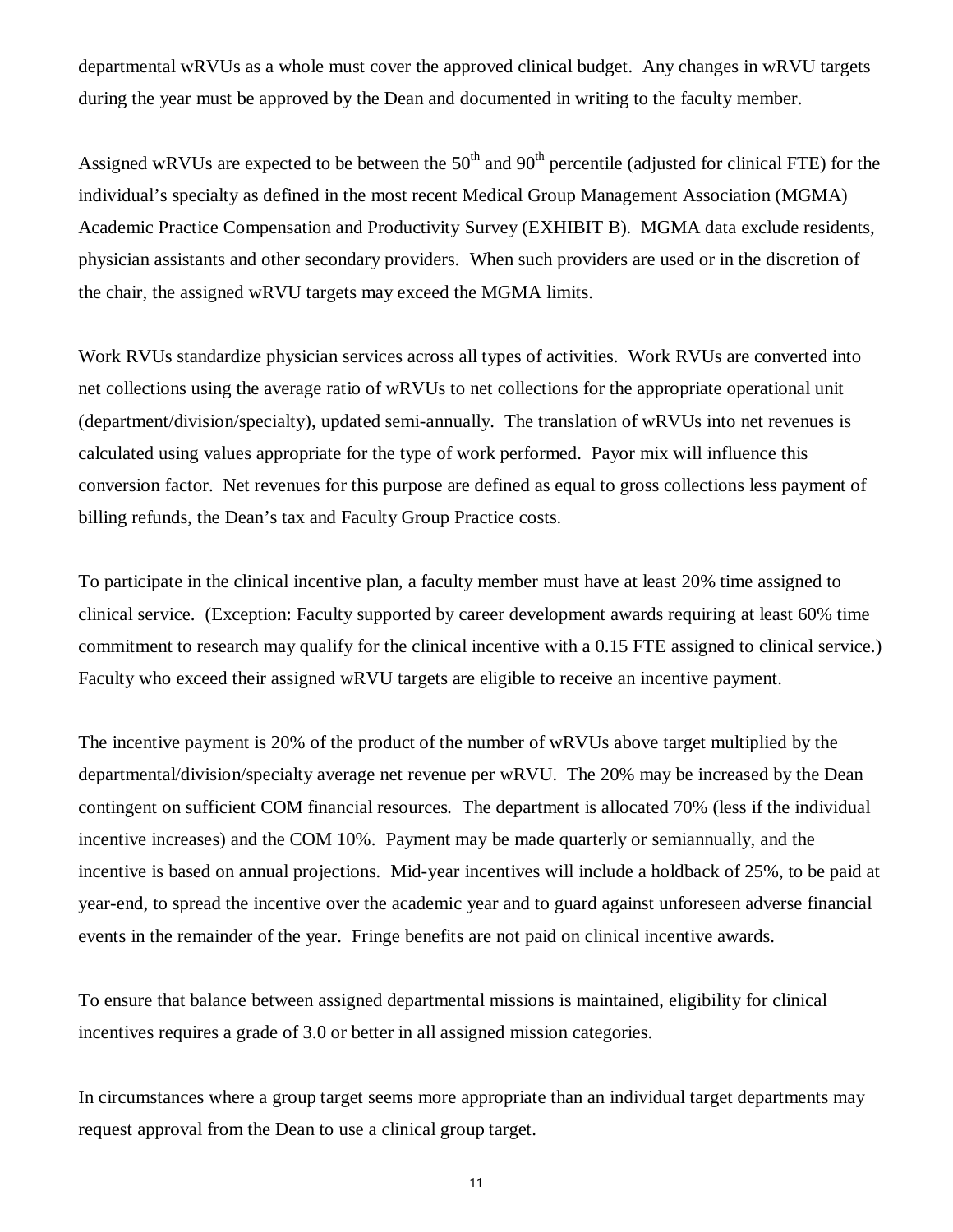departmental wRVUs as a whole must cover the approved clinical budget. Any changes in wRVU targets during the year must be approved by the Dean and documented in writing to the faculty member.

Assigned wRVUs are expected to be between the 50$^{th}$ and 90$^{th}$ percentile (adjusted for clinical FTE) for the individual's specialty as defined in the most recent Medical Group Management Association (MGMA) Academic Practice Compensation and Productivity Survey (EXHIBIT B). MGMA data exclude residents, physician assistants and other secondary providers. When such providers are used or in the discretion of the chair, the assigned wRVU targets may exceed the MGMA limits.

Work RVUs standardize physician services across all types of activities. Work RVUs are converted into net collections using the average ratio of wRVUs to net collections for the appropriate operational unit (department/division/specialty), updated semi-annually. The translation of wRVUs into net revenues is calculated using values appropriate for the type of work performed. Payor mix will influence this conversion factor. Net revenues for this purpose are defined as equal to gross collections less payment of billing refunds, the Dean's tax and Faculty Group Practice costs.

To participate in the clinical incentive plan, a faculty member must have at least 20% time assigned to clinical service. (Exception: Faculty supported by career development awards requiring at least 60% time commitment to research may qualify for the clinical incentive with a 0.15 FTE assigned to clinical service.) Faculty who exceed their assigned wRVU targets are eligible to receive an incentive payment.

The incentive payment is 20% of the product of the number of wRVUs above target multiplied by the departmental/division/specialty average net revenue per wRVU. The 20% may be increased by the Dean contingent on sufficient COM financial resources. The department is allocated 70% (less if the individual incentive increases) and the COM 10%. Payment may be made quarterly or semiannually, and the incentive is based on annual projections. Mid-year incentives will include a holdback of 25%, to be paid at year-end, to spread the incentive over the academic year and to guard against unforeseen adverse financial events in the remainder of the year. Fringe benefits are not paid on clinical incentive awards.

To ensure that balance between assigned departmental missions is maintained, eligibility for clinical incentives requires a grade of 3.0 or better in all assigned mission categories.

In circumstances where a group target seems more appropriate than an individual target departments may request approval from the Dean to use a clinical group target.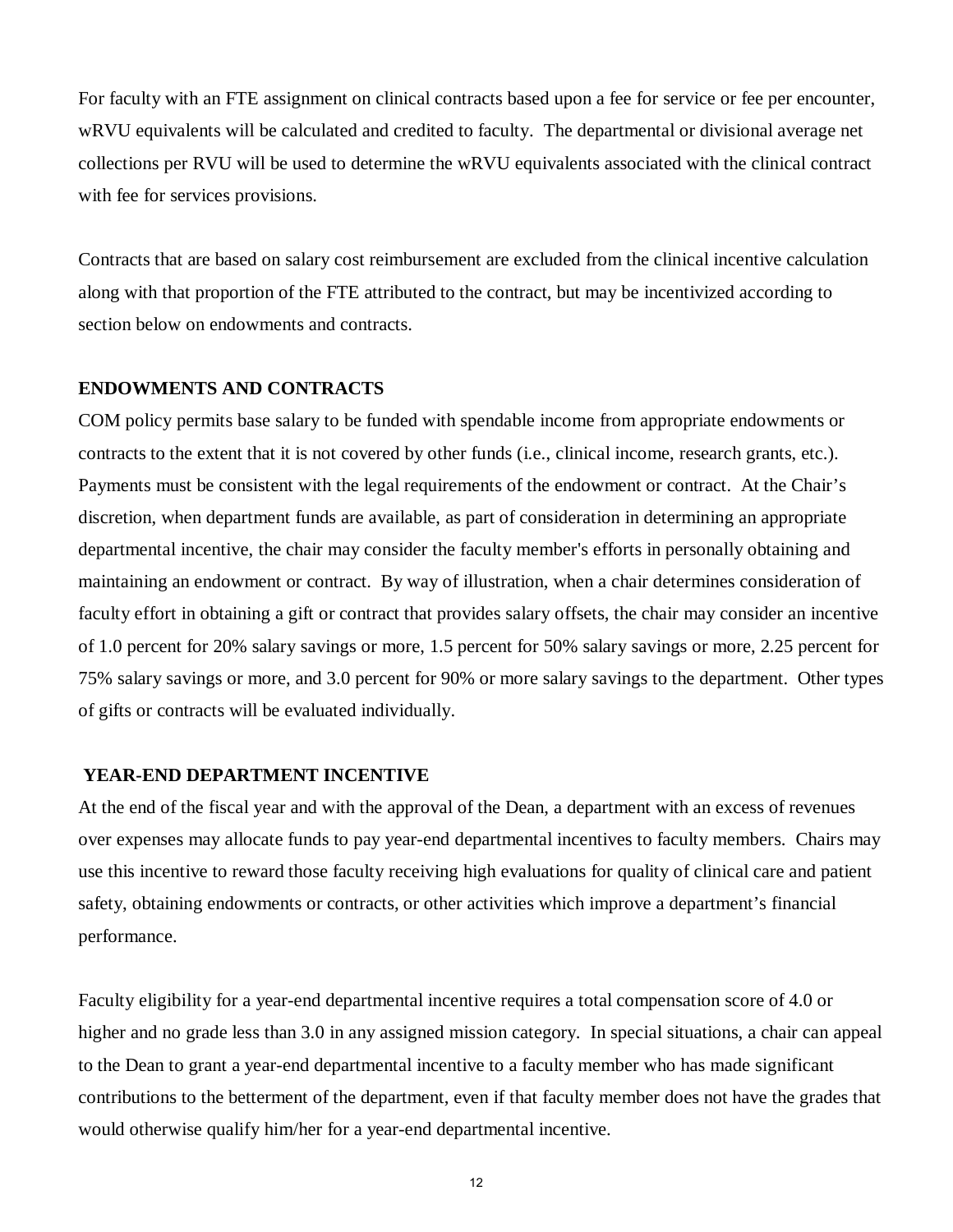For faculty with an FTE assignment on clinical contracts based upon a fee for service or fee per encounter, wRVU equivalents will be calculated and credited to faculty. The departmental or divisional average net collections per RVU will be used to determine the wRVU equivalents associated with the clinical contract with fee for services provisions.

Contracts that are based on salary cost reimbursement are excluded from the clinical incentive calculation along with that proportion of the FTE attributed to the contract, but may be incentivized according to section below on endowments and contracts.

**ENDOWMENTS AND CONTRACTS**

COM policy permits base salary to be funded with spendable income from appropriate endowments or contracts to the extent that it is not covered by other funds (i.e., clinical income, research grants, etc.). Payments must be consistent with the legal requirements of the endowment or contract. At the Chair's discretion, when department funds are available, as part of consideration in determining an appropriate departmental incentive, the chair may consider the faculty member's efforts in personally obtaining and maintaining an endowment or contract. By way of illustration, when a chair determines consideration of faculty effort in obtaining a gift or contract that provides salary offsets, the chair may consider an incentive of 1.0 percent for 20% salary savings or more, 1.5 percent for 50% salary savings or more, 2.25 percent for 75% salary savings or more, and 3.0 percent for 90% or more salary savings to the department. Other types of gifts or contracts will be evaluated individually.

**YEAR-END DEPARTMENT INCENTIVE**

At the end of the fiscal year and with the approval of the Dean, a department with an excess of revenues over expenses may allocate funds to pay year-end departmental incentives to faculty members. Chairs may use this incentive to reward those faculty receiving high evaluations for quality of clinical care and patient safety, obtaining endowments or contracts, or other activities which improve a department's financial performance.

Faculty eligibility for a year-end departmental incentive requires a total compensation score of 4.0 or higher and no grade less than 3.0 in any assigned mission category. In special situations, a chair can appeal to the Dean to grant a year-end departmental incentive to a faculty member who has made significant contributions to the betterment of the department, even if that faculty member does not have the grades that would otherwise qualify him/her for a year-end departmental incentive.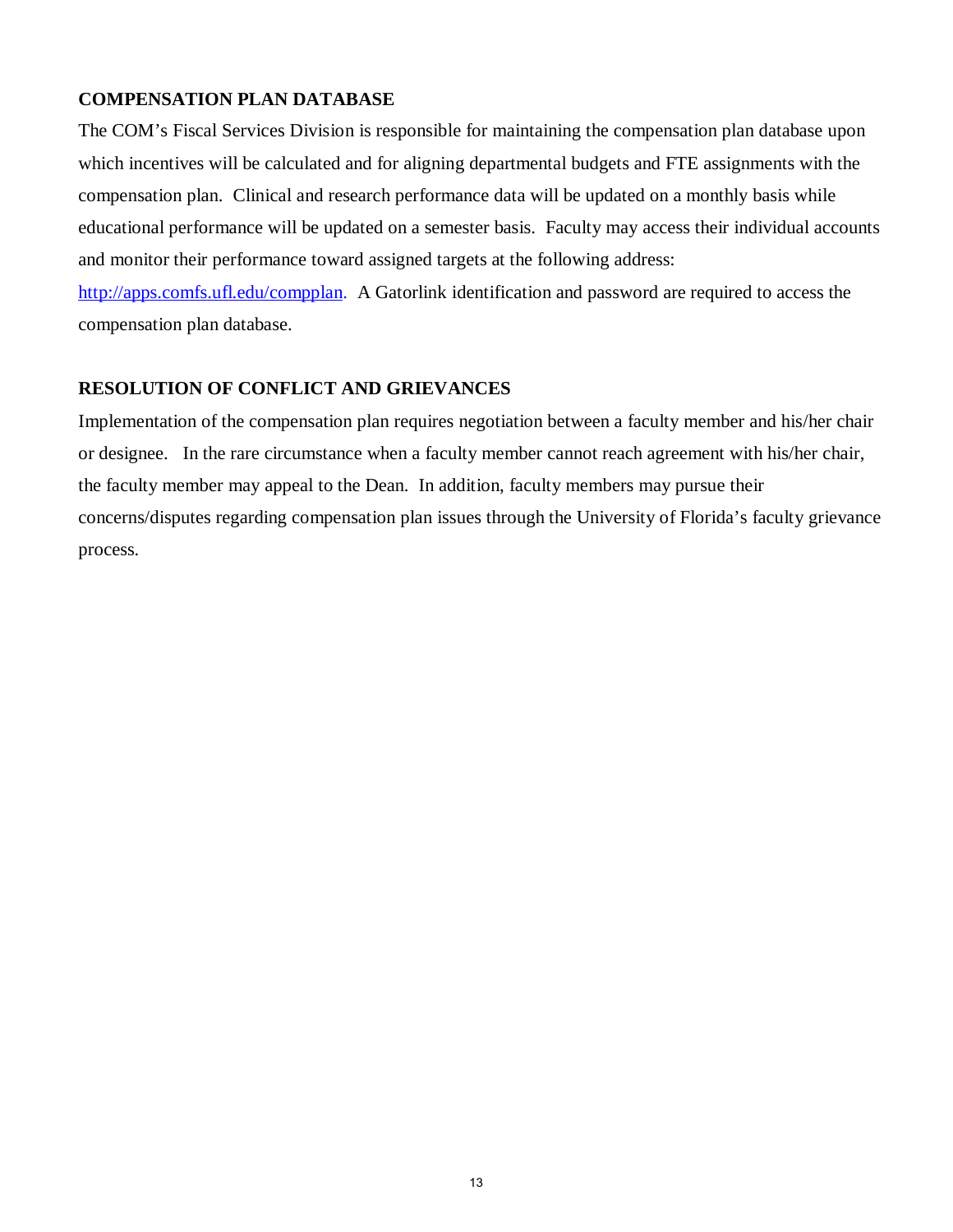## COMPENSATION PLAN DATABASE

The COM's Fiscal Services Division is responsible for maintaining the compensation plan database upon which incentives will be calculated and for aligning departmental budgets and FTE assignments with the compensation plan. Clinical and research performance data will be updated on a monthly basis while educational performance will be updated on a semester basis. Faculty may access their individual accounts and monitor their performance toward assigned targets at the following address: http://apps.comfs.ufl.edu/compplan. A Gatorlink identification and password are required to access the compensation plan database.

## RESOLUTION OF CONFLICT AND GRIEVANCES

Implementation of the compensation plan requires negotiation between a faculty member and his/her chair or designee. In the rare circumstance when a faculty member cannot reach agreement with his/her chair, the faculty member may appeal to the Dean. In addition, faculty members may pursue their concerns/disputes regarding compensation plan issues through the University of Florida's faculty grievance process.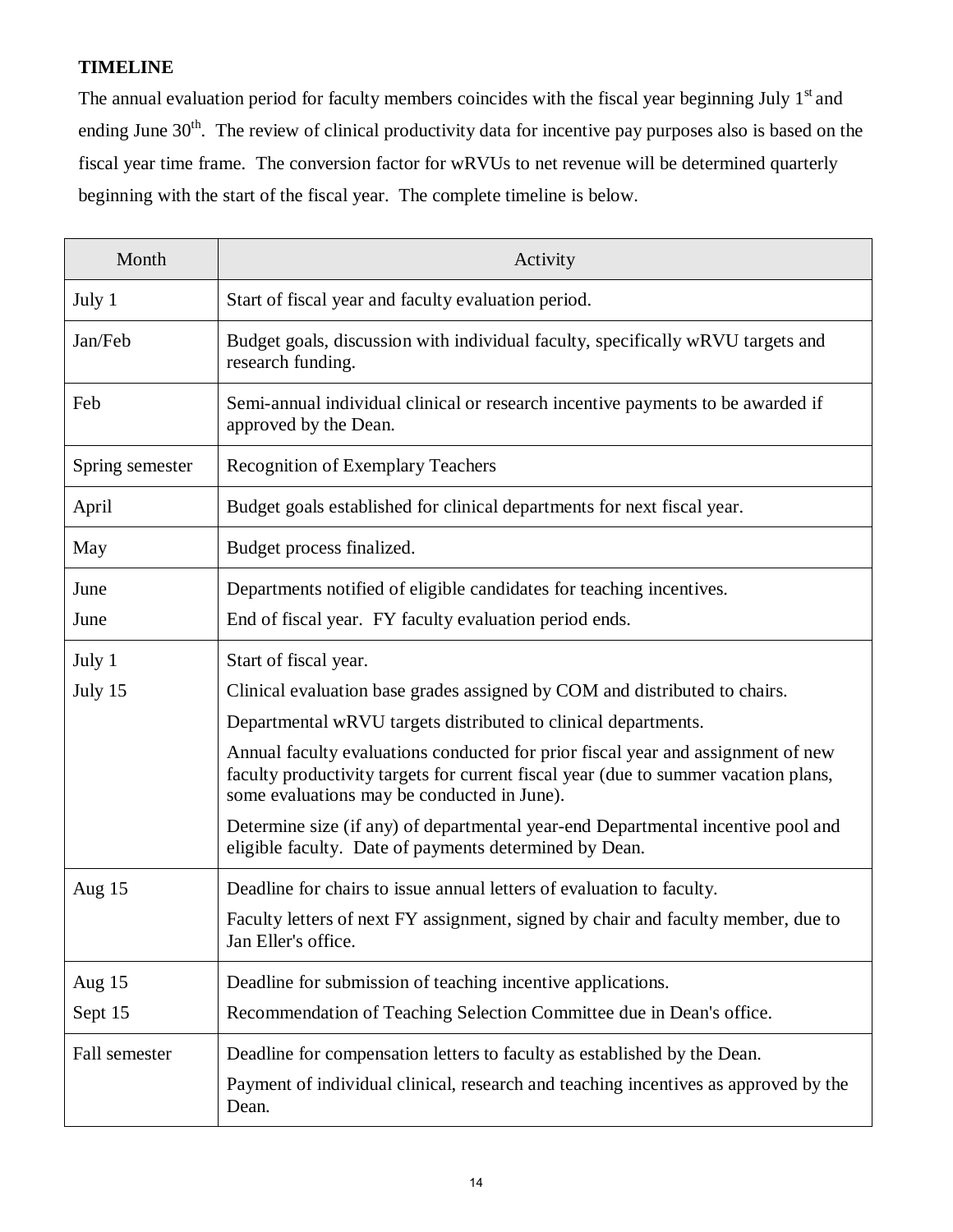**TIMELINE**

The annual evaluation period for faculty members coincides with the fiscal year beginning July 1st and ending June 30th. The review of clinical productivity data for incentive pay purposes also is based on the fiscal year time frame. The conversion factor for wRVUs to net revenue will be determined quarterly beginning with the start of the fiscal year. The complete timeline is below.

| Month | Activity |
|---|---|
| July 1 | Start of fiscal year and faculty evaluation period. |
| Jan/Feb | Budget goals, discussion with individual faculty, specifically wRVU targets and research funding. |
| Feb | Semi-annual individual clinical or research incentive payments to be awarded if approved by the Dean. |
| Spring semester | Recognition of Exemplary Teachers |
| April | Budget goals established for clinical departments for next fiscal year. |
| May | Budget process finalized. |
| June<br>June | Departments notified of eligible candidates for teaching incentives.<br>End of fiscal year. FY faculty evaluation period ends. |
| July 1<br>July 15 | Start of fiscal year.<br>Clinical evaluation base grades assigned by COM and distributed to chairs.<br>Departmental wRVU targets distributed to clinical departments.<br>Annual faculty evaluations conducted for prior fiscal year and assignment of new faculty productivity targets for current fiscal year (due to summer vacation plans, some evaluations may be conducted in June).<br>Determine size (if any) of departmental year-end Departmental incentive pool and eligible faculty. Date of payments determined by Dean. |
| Aug 15 | Deadline for chairs to issue annual letters of evaluation to faculty.<br>Faculty letters of next FY assignment, signed by chair and faculty member, due to Jan Eller's office. |
| Aug 15<br>Sept 15 | Deadline for submission of teaching incentive applications.<br>Recommendation of Teaching Selection Committee due in Dean's office. |
| Fall semester | Deadline for compensation letters to faculty as established by the Dean.<br>Payment of individual clinical, research and teaching incentives as approved by the Dean. |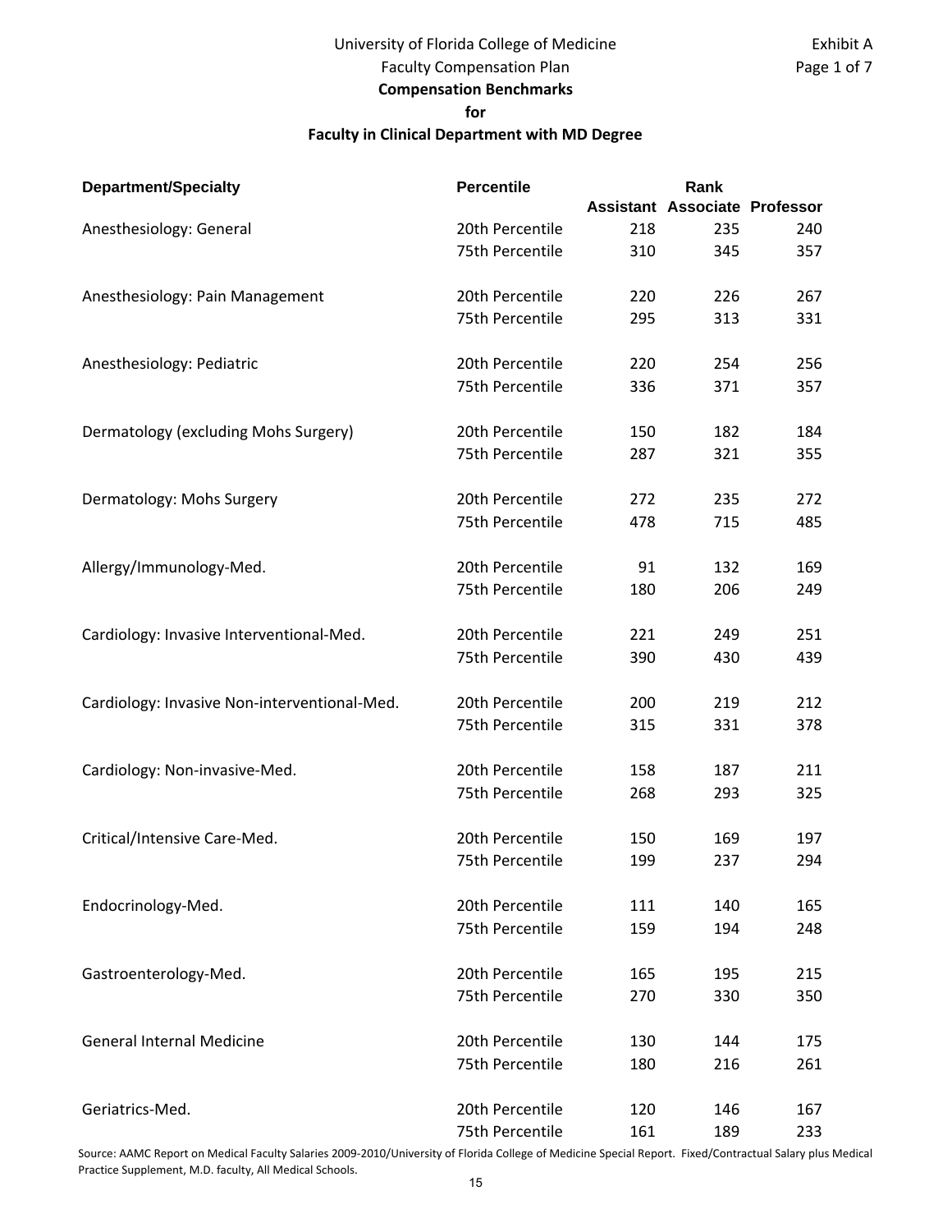University of Florida College of Medicine
Faculty Compensation Plan

**Compensation Benchmarks**

**for**

**Faculty in Clinical Department with MD Degree**

Exhibit A

| Department/Specialty | Percentile | Rank | | |
|---|---|---|---|---|
| | | Assistant | Associate | Professor |
| Anesthesiology: General | 20th Percentile | 218 | 235 | 240 |
| | 75th Percentile | 310 | 345 | 357 |
| Anesthesiology: Pain Management | 20th Percentile | 220 | 226 | 267 |
| | 75th Percentile | 295 | 313 | 331 |
| Anesthesiology: Pediatric | 20th Percentile | 220 | 254 | 256 |
| | 75th Percentile | 336 | 371 | 357 |
| Dermatology (excluding Mohs Surgery) | 20th Percentile | 150 | 182 | 184 |
| | 75th Percentile | 287 | 321 | 355 |
| Dermatology: Mohs Surgery | 20th Percentile | 272 | 235 | 272 |
| | 75th Percentile | 478 | 715 | 485 |
| Allergy/Immunology-Med. | 20th Percentile | 91 | 132 | 169 |
| | 75th Percentile | 180 | 206 | 249 |
| Cardiology: Invasive Interventional-Med. | 20th Percentile | 221 | 249 | 251 |
| | 75th Percentile | 390 | 430 | 439 |
| Cardiology: Invasive Non-interventional-Med. | 20th Percentile | 200 | 219 | 212 |
| | 75th Percentile | 315 | 331 | 378 |
| Cardiology: Non-invasive-Med. | 20th Percentile | 158 | 187 | 211 |
| | 75th Percentile | 268 | 293 | 325 |
| Critical/Intensive Care-Med. | 20th Percentile | 150 | 169 | 197 |
| | 75th Percentile | 199 | 237 | 294 |
| Endocrinology-Med. | 20th Percentile | 111 | 140 | 165 |
| | 75th Percentile | 159 | 194 | 248 |
| Gastroenterology-Med. | 20th Percentile | 165 | 195 | 215 |
| | 75th Percentile | 270 | 330 | 350 |
| General Internal Medicine | 20th Percentile | 130 | 144 | 175 |
| | 75th Percentile | 180 | 216 | 261 |
| Geriatrics-Med. | 20th Percentile | 120 | 146 | 167 |
| | 75th Percentile | 161 | 189 | 233 |

Source: AAMC Report on Medical Faculty Salaries 2009-2010/University of Florida College of Medicine Special Report. Fixed/Contractual Salary plus Medical Practice Supplement, M.D. faculty, All Medical Schools.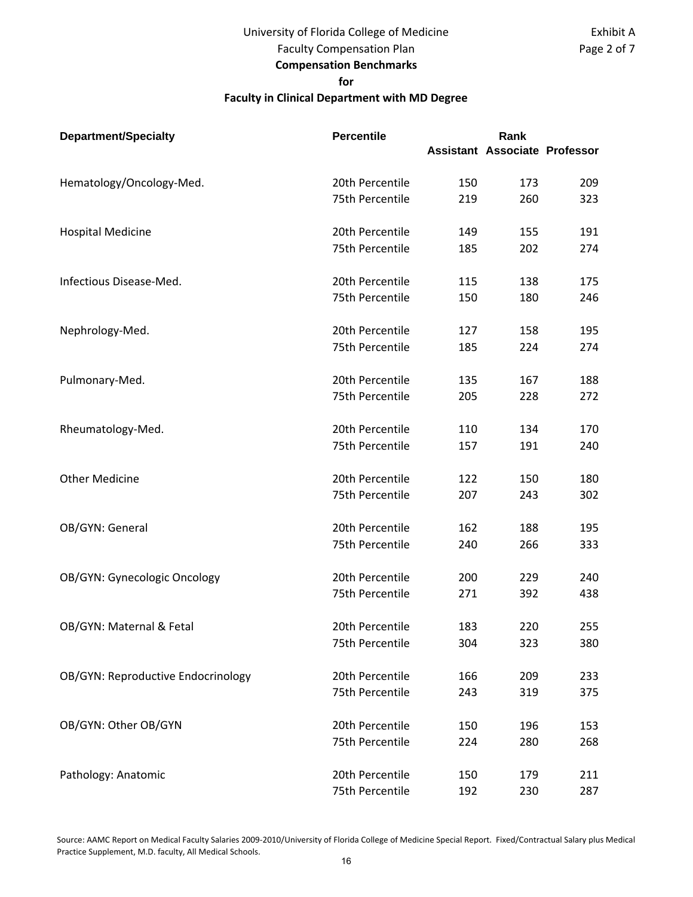University of Florida College of Medicine
Faculty Compensation Plan

Exhibit A

**Compensation Benchmarks**
**for**
**Faculty in Clinical Department with MD Degree**

| Department/Specialty | Percentile | Rank | | |
|---|---|---|---|---|
| | | Assistant | Associate | Professor |
| Hematology/Oncology-Med. | 20th Percentile | 150 | 173 | 209 |
| | 75th Percentile | 219 | 260 | 323 |
| Hospital Medicine | 20th Percentile | 149 | 155 | 191 |
| | 75th Percentile | 185 | 202 | 274 |
| Infectious Disease-Med. | 20th Percentile | 115 | 138 | 175 |
| | 75th Percentile | 150 | 180 | 246 |
| Nephrology-Med. | 20th Percentile | 127 | 158 | 195 |
| | 75th Percentile | 185 | 224 | 274 |
| Pulmonary-Med. | 20th Percentile | 135 | 167 | 188 |
| | 75th Percentile | 205 | 228 | 272 |
| Rheumatology-Med. | 20th Percentile | 110 | 134 | 170 |
| | 75th Percentile | 157 | 191 | 240 |
| Other Medicine | 20th Percentile | 122 | 150 | 180 |
| | 75th Percentile | 207 | 243 | 302 |
| OB/GYN: General | 20th Percentile | 162 | 188 | 195 |
| | 75th Percentile | 240 | 266 | 333 |
| OB/GYN: Gynecologic Oncology | 20th Percentile | 200 | 229 | 240 |
| | 75th Percentile | 271 | 392 | 438 |
| OB/GYN: Maternal & Fetal | 20th Percentile | 183 | 220 | 255 |
| | 75th Percentile | 304 | 323 | 380 |
| OB/GYN: Reproductive Endocrinology | 20th Percentile | 166 | 209 | 233 |
| | 75th Percentile | 243 | 319 | 375 |
| OB/GYN: Other OB/GYN | 20th Percentile | 150 | 196 | 153 |
| | 75th Percentile | 224 | 280 | 268 |
| Pathology: Anatomic | 20th Percentile | 150 | 179 | 211 |
| | 75th Percentile | 192 | 230 | 287 |

Source: AAMC Report on Medical Faculty Salaries 2009-2010/University of Florida College of Medicine Special Report. Fixed/Contractual Salary plus Medical Practice Supplement, M.D. faculty, All Medical Schools.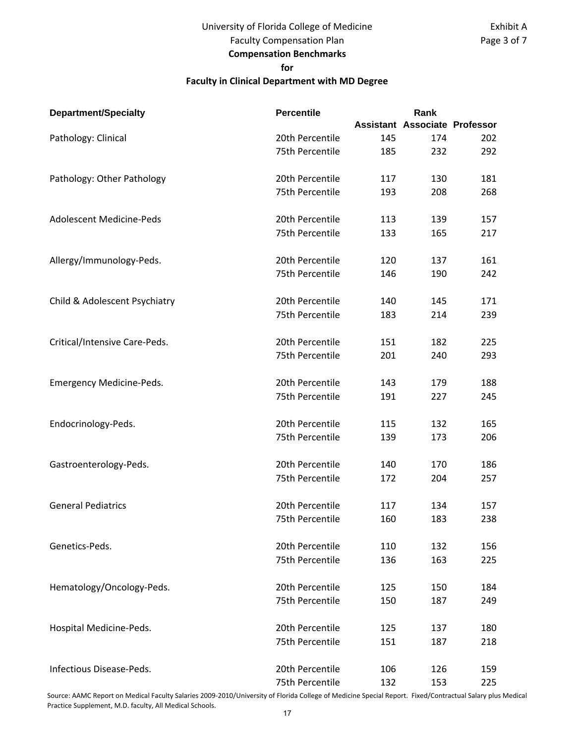University of Florida College of Medicine
Faculty Compensation Plan

Exhibit A

**Compensation Benchmarks**

**for**

**Faculty in Clinical Department with MD Degree**

| Department/Specialty | Percentile | Rank | | |
|---|---|---|---|---|
| | | Assistant | Associate | Professor |
| Pathology: Clinical | 20th Percentile | 145 | 174 | 202 |
| | 75th Percentile | 185 | 232 | 292 |
| Pathology: Other Pathology | 20th Percentile | 117 | 130 | 181 |
| | 75th Percentile | 193 | 208 | 268 |
| Adolescent Medicine-Peds | 20th Percentile | 113 | 139 | 157 |
| | 75th Percentile | 133 | 165 | 217 |
| Allergy/Immunology-Peds. | 20th Percentile | 120 | 137 | 161 |
| | 75th Percentile | 146 | 190 | 242 |
| Child & Adolescent Psychiatry | 20th Percentile | 140 | 145 | 171 |
| | 75th Percentile | 183 | 214 | 239 |
| Critical/Intensive Care-Peds. | 20th Percentile | 151 | 182 | 225 |
| | 75th Percentile | 201 | 240 | 293 |
| Emergency Medicine-Peds. | 20th Percentile | 143 | 179 | 188 |
| | 75th Percentile | 191 | 227 | 245 |
| Endocrinology-Peds. | 20th Percentile | 115 | 132 | 165 |
| | 75th Percentile | 139 | 173 | 206 |
| Gastroenterology-Peds. | 20th Percentile | 140 | 170 | 186 |
| | 75th Percentile | 172 | 204 | 257 |
| General Pediatrics | 20th Percentile | 117 | 134 | 157 |
| | 75th Percentile | 160 | 183 | 238 |
| Genetics-Peds. | 20th Percentile | 110 | 132 | 156 |
| | 75th Percentile | 136 | 163 | 225 |
| Hematology/Oncology-Peds. | 20th Percentile | 125 | 150 | 184 |
| | 75th Percentile | 150 | 187 | 249 |
| Hospital Medicine-Peds. | 20th Percentile | 125 | 137 | 180 |
| | 75th Percentile | 151 | 187 | 218 |
| Infectious Disease-Peds. | 20th Percentile | 106 | 126 | 159 |
| | 75th Percentile | 132 | 153 | 225 |

Source: AAMC Report on Medical Faculty Salaries 2009-2010/University of Florida College of Medicine Special Report. Fixed/Contractual Salary plus Medical Practice Supplement, M.D. faculty, All Medical Schools.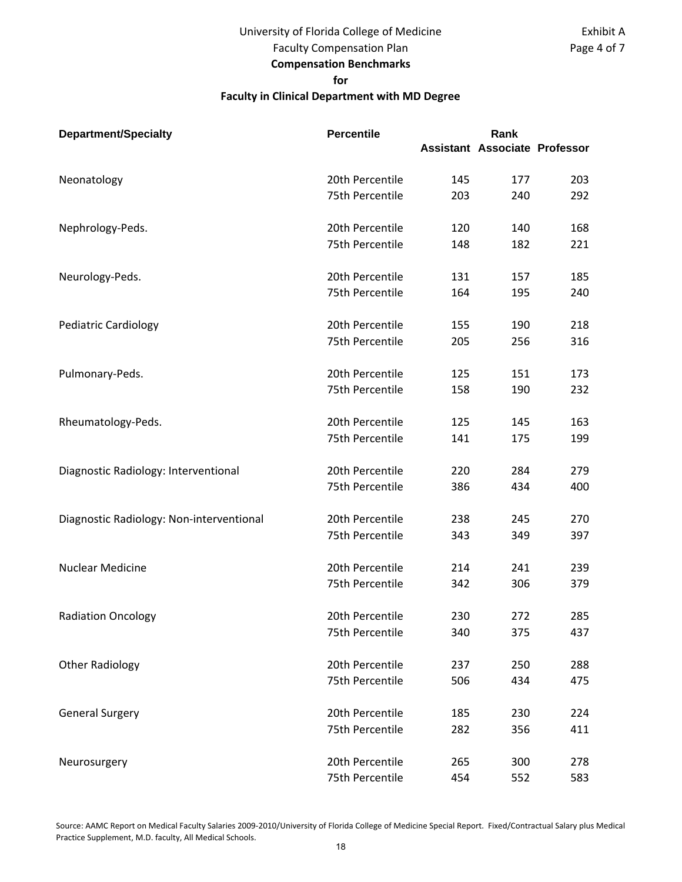University of Florida College of Medicine

Faculty Compensation Plan

Exhibit A

Page 4 of 7

**Compensation Benchmarks**

**for**

**Faculty in Clinical Department with MD Degree**

| Department/Specialty | Percentile | Rank | | |
|---|---|---|---|---|
| | | Assistant | Associate | Professor |
| Neonatology | 20th Percentile | 145 | 177 | 203 |
| | 75th Percentile | 203 | 240 | 292 |
| Nephrology-Peds. | 20th Percentile | 120 | 140 | 168 |
| | 75th Percentile | 148 | 182 | 221 |
| Neurology-Peds. | 20th Percentile | 131 | 157 | 185 |
| | 75th Percentile | 164 | 195 | 240 |
| Pediatric Cardiology | 20th Percentile | 155 | 190 | 218 |
| | 75th Percentile | 205 | 256 | 316 |
| Pulmonary-Peds. | 20th Percentile | 125 | 151 | 173 |
| | 75th Percentile | 158 | 190 | 232 |
| Rheumatology-Peds. | 20th Percentile | 125 | 145 | 163 |
| | 75th Percentile | 141 | 175 | 199 |
| Diagnostic Radiology: Interventional | 20th Percentile | 220 | 284 | 279 |
| | 75th Percentile | 386 | 434 | 400 |
| Diagnostic Radiology: Non-interventional | 20th Percentile | 238 | 245 | 270 |
| | 75th Percentile | 343 | 349 | 397 |
| Nuclear Medicine | 20th Percentile | 214 | 241 | 239 |
| | 75th Percentile | 342 | 306 | 379 |
| Radiation Oncology | 20th Percentile | 230 | 272 | 285 |
| | 75th Percentile | 340 | 375 | 437 |
| Other Radiology | 20th Percentile | 237 | 250 | 288 |
| | 75th Percentile | 506 | 434 | 475 |
| General Surgery | 20th Percentile | 185 | 230 | 224 |
| | 75th Percentile | 282 | 356 | 411 |
| Neurosurgery | 20th Percentile | 265 | 300 | 278 |
| | 75th Percentile | 454 | 552 | 583 |

Source: AAMC Report on Medical Faculty Salaries 2009-2010/University of Florida College of Medicine Special Report. Fixed/Contractual Salary plus Medical Practice Supplement, M.D. faculty, All Medical Schools.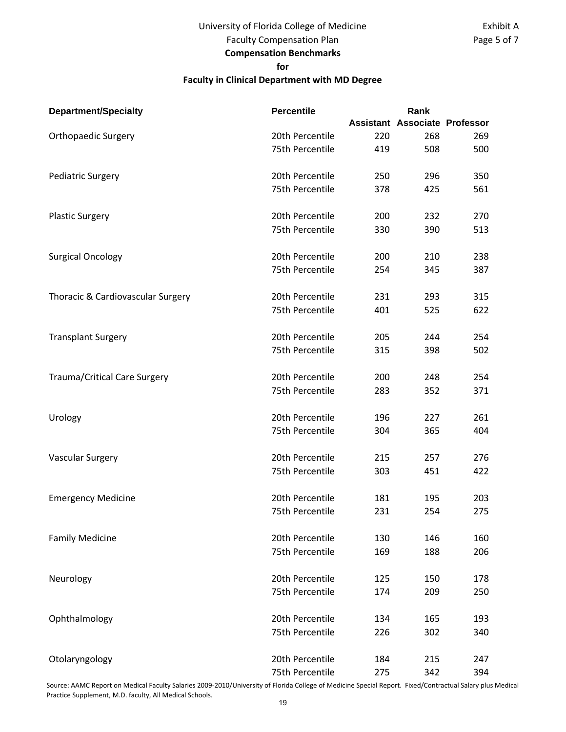University of Florida College of Medicine
Faculty Compensation Plan

Exhibit A

## Compensation Benchmarks
## for
## Faculty in Clinical Department with MD Degree

| Department/Specialty | Percentile | Rank | | |
|---|---|---|---|---|
| | | Assistant | Associate | Professor |
| Orthopaedic Surgery | 20th Percentile | 220 | 268 | 269 |
| | 75th Percentile | 419 | 508 | 500 |
| Pediatric Surgery | 20th Percentile | 250 | 296 | 350 |
| | 75th Percentile | 378 | 425 | 561 |
| Plastic Surgery | 20th Percentile | 200 | 232 | 270 |
| | 75th Percentile | 330 | 390 | 513 |
| Surgical Oncology | 20th Percentile | 200 | 210 | 238 |
| | 75th Percentile | 254 | 345 | 387 |
| Thoracic & Cardiovascular Surgery | 20th Percentile | 231 | 293 | 315 |
| | 75th Percentile | 401 | 525 | 622 |
| Transplant Surgery | 20th Percentile | 205 | 244 | 254 |
| | 75th Percentile | 315 | 398 | 502 |
| Trauma/Critical Care Surgery | 20th Percentile | 200 | 248 | 254 |
| | 75th Percentile | 283 | 352 | 371 |
| Urology | 20th Percentile | 196 | 227 | 261 |
| | 75th Percentile | 304 | 365 | 404 |
| Vascular Surgery | 20th Percentile | 215 | 257 | 276 |
| | 75th Percentile | 303 | 451 | 422 |
| Emergency Medicine | 20th Percentile | 181 | 195 | 203 |
| | 75th Percentile | 231 | 254 | 275 |
| Family Medicine | 20th Percentile | 130 | 146 | 160 |
| | 75th Percentile | 169 | 188 | 206 |
| Neurology | 20th Percentile | 125 | 150 | 178 |
| | 75th Percentile | 174 | 209 | 250 |
| Ophthalmology | 20th Percentile | 134 | 165 | 193 |
| | 75th Percentile | 226 | 302 | 340 |
| Otolaryngology | 20th Percentile | 184 | 215 | 247 |
| | 75th Percentile | 275 | 342 | 394 |

Source: AAMC Report on Medical Faculty Salaries 2009-2010/University of Florida College of Medicine Special Report. Fixed/Contractual Salary plus Medical Practice Supplement, M.D. faculty, All Medical Schools.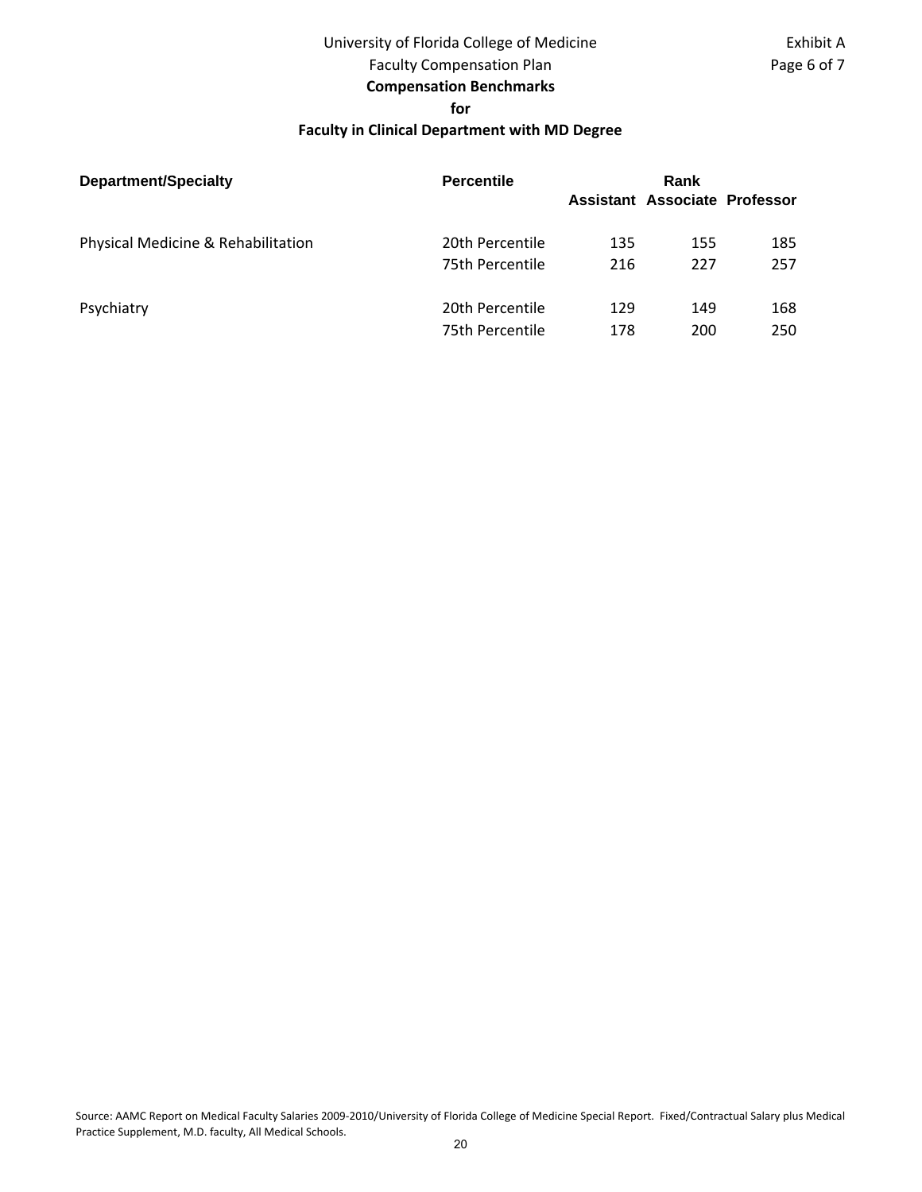University of Florida College of Medicine
Faculty Compensation Plan

**Compensation Benchmarks**
**for**
**Faculty in Clinical Department with MD Degree**

| Department/Specialty | Percentile | Rank | | |
|---|---|---|---|---|
| | | Assistant | Associate | Professor |
| Physical Medicine & Rehabilitation | 20th Percentile | 135 | 155 | 185 |
| | 75th Percentile | 216 | 227 | 257 |
| Psychiatry | 20th Percentile | 129 | 149 | 168 |
| | 75th Percentile | 178 | 200 | 250 |

Source: AAMC Report on Medical Faculty Salaries 2009-2010/University of Florida College of Medicine Special Report. Fixed/Contractual Salary plus Medical Practice Supplement, M.D. faculty, All Medical Schools.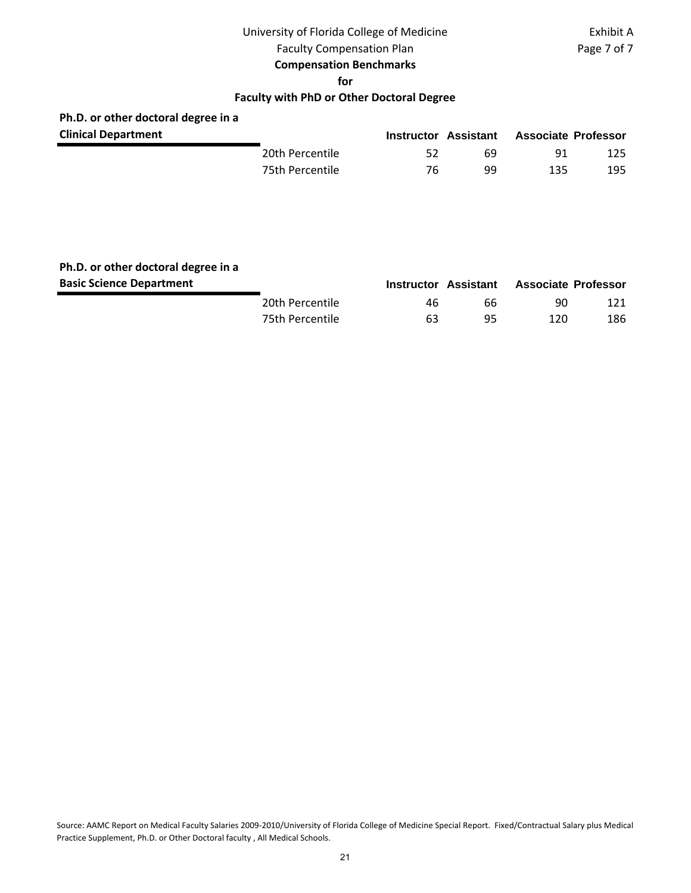University of Florida College of Medicine

Faculty Compensation Plan

Exhibit A

**Compensation Benchmarks**

**for**

**Faculty with PhD or Other Doctoral Degree**

**Ph.D. or other doctoral degree in a Clinical Department**

| | Instructor | Assistant | Associate | Professor |
|---|---|---|---|---|
| 20th Percentile | 52 | 69 | 91 | 125 |
| 75th Percentile | 76 | 99 | 135 | 195 |

**Ph.D. or other doctoral degree in a Basic Science Department**

| | Instructor | Assistant | Associate | Professor |
|---|---|---|---|---|
| 20th Percentile | 46 | 66 | 90 | 121 |
| 75th Percentile | 63 | 95 | 120 | 186 |

Source: AAMC Report on Medical Faculty Salaries 2009-2010/University of Florida College of Medicine Special Report. Fixed/Contractual Salary plus Medical Practice Supplement, Ph.D. or Other Doctoral faculty , All Medical Schools.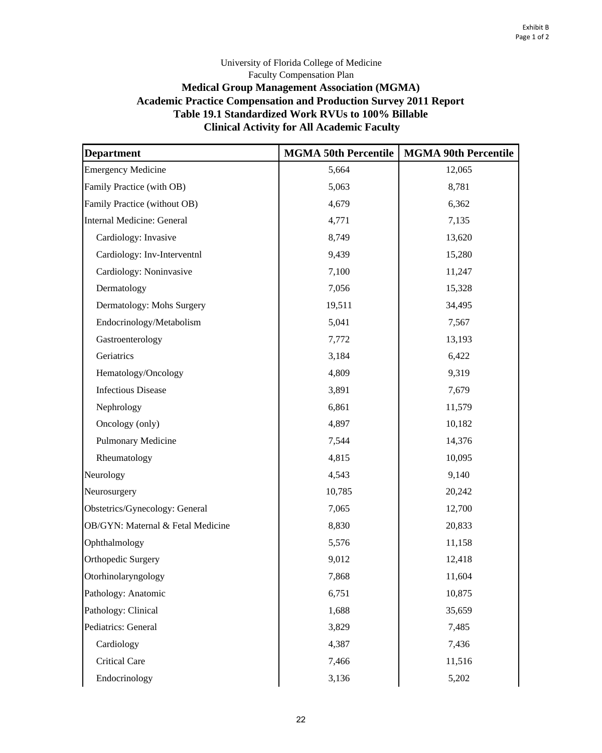Exhibit B

University of Florida College of Medicine
Faculty Compensation Plan

**Medical Group Management Association (MGMA)**
**Academic Practice Compensation and Production Survey 2011 Report**
**Table 19.1 Standardized Work RVUs to 100% Billable**
**Clinical Activity for All Academic Faculty**

| Department | MGMA 50th Percentile | MGMA 90th Percentile |
|---|---|---|
| Emergency Medicine | 5,664 | 12,065 |
| Family Practice (with OB) | 5,063 | 8,781 |
| Family Practice (without OB) | 4,679 | 6,362 |
| Internal Medicine: General | 4,771 | 7,135 |
| Cardiology: Invasive | 8,749 | 13,620 |
| Cardiology: Inv-Interventnl | 9,439 | 15,280 |
| Cardiology: Noninvasive | 7,100 | 11,247 |
| Dermatology | 7,056 | 15,328 |
| Dermatology: Mohs Surgery | 19,511 | 34,495 |
| Endocrinology/Metabolism | 5,041 | 7,567 |
| Gastroenterology | 7,772 | 13,193 |
| Geriatrics | 3,184 | 6,422 |
| Hematology/Oncology | 4,809 | 9,319 |
| Infectious Disease | 3,891 | 7,679 |
| Nephrology | 6,861 | 11,579 |
| Oncology (only) | 4,897 | 10,182 |
| Pulmonary Medicine | 7,544 | 14,376 |
| Rheumatology | 4,815 | 10,095 |
| Neurology | 4,543 | 9,140 |
| Neurosurgery | 10,785 | 20,242 |
| Obstetrics/Gynecology: General | 7,065 | 12,700 |
| OB/GYN: Maternal & Fetal Medicine | 8,830 | 20,833 |
| Ophthalmology | 5,576 | 11,158 |
| Orthopedic Surgery | 9,012 | 12,418 |
| Otorhinolaryngology | 7,868 | 11,604 |
| Pathology: Anatomic | 6,751 | 10,875 |
| Pathology: Clinical | 1,688 | 35,659 |
| Pediatrics: General | 3,829 | 7,485 |
| Cardiology | 4,387 | 7,436 |
| Critical Care | 7,466 | 11,516 |
| Endocrinology | 3,136 | 5,202 |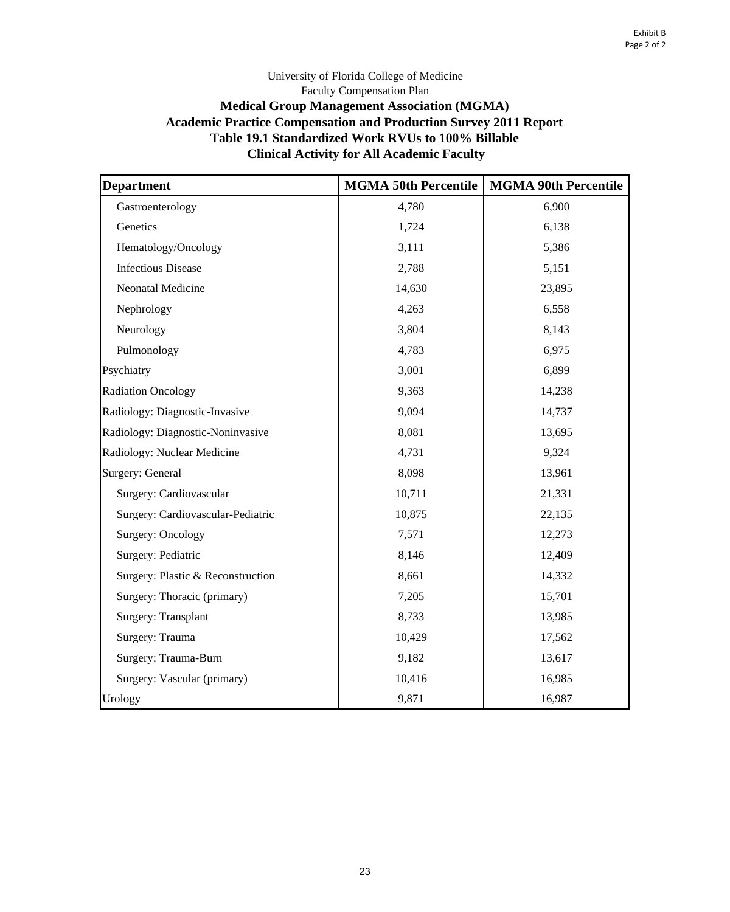Exhibit B
Page 2 of 2

University of Florida College of Medicine
Faculty Compensation Plan

**Medical Group Management Association (MGMA)**
**Academic Practice Compensation and Production Survey 2011 Report**
**Table 19.1 Standardized Work RVUs to 100% Billable**
**Clinical Activity for All Academic Faculty**

| Department | MGMA 50th Percentile | MGMA 90th Percentile |
|---|---|---|
| Gastroenterology | 4,780 | 6,900 |
| Genetics | 1,724 | 6,138 |
| Hematology/Oncology | 3,111 | 5,386 |
| Infectious Disease | 2,788 | 5,151 |
| Neonatal Medicine | 14,630 | 23,895 |
| Nephrology | 4,263 | 6,558 |
| Neurology | 3,804 | 8,143 |
| Pulmonology | 4,783 | 6,975 |
| Psychiatry | 3,001 | 6,899 |
| Radiation Oncology | 9,363 | 14,238 |
| Radiology: Diagnostic-Invasive | 9,094 | 14,737 |
| Radiology: Diagnostic-Noninvasive | 8,081 | 13,695 |
| Radiology: Nuclear Medicine | 4,731 | 9,324 |
| Surgery: General | 8,098 | 13,961 |
| Surgery: Cardiovascular | 10,711 | 21,331 |
| Surgery: Cardiovascular-Pediatric | 10,875 | 22,135 |
| Surgery: Oncology | 7,571 | 12,273 |
| Surgery: Pediatric | 8,146 | 12,409 |
| Surgery: Plastic & Reconstruction | 8,661 | 14,332 |
| Surgery: Thoracic (primary) | 7,205 | 15,701 |
| Surgery: Transplant | 8,733 | 13,985 |
| Surgery: Trauma | 10,429 | 17,562 |
| Surgery: Trauma-Burn | 9,182 | 13,617 |
| Surgery: Vascular (primary) | 10,416 | 16,985 |
| Urology | 9,871 | 16,987 |